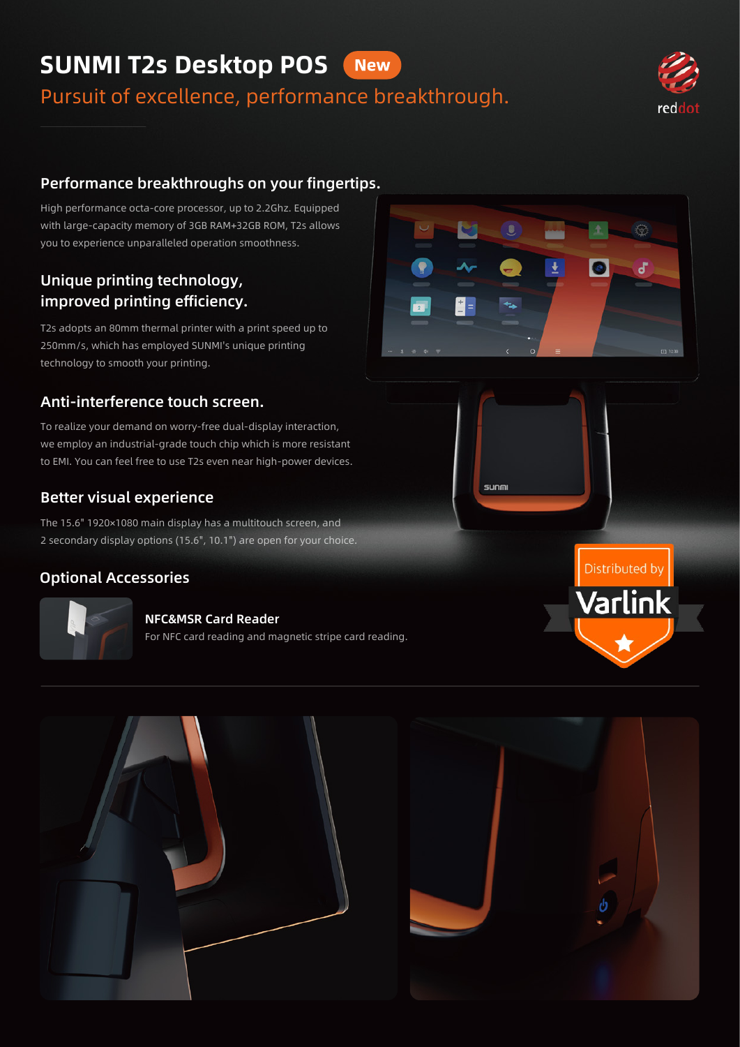# SUNMI T2s Desktop POS New

Pursuit of excellence, performance breakthrough.

## Performance breakthroughs on your fingertips.

High performance octa-core processor, up to 2.2Ghz. Equipped with large-capacity memory of 3GB RAM+32GB ROM, T2s allows you to experience unparalleled operation smoothness.

## Unique printing technology, improved printing efficiency.

T2s adopts an 80mm thermal printer with a print speed up to 250mm/s, which has employed SUNMI's unique printing technology to smooth your printing.

## Anti-interference touch screen.

To realize your demand on worry-free dual-display interaction, we employ an industrial-grade touch chip which is more resistant to EMI. You can feel free to use T2s even near high-power devices.

## Better visual experience

The 15.6" 1920×1080 main display has a multitouch screen, and 2 secondary display options (15.6", 10.1") are open for your choice.

## Optional Accessories

**NFC&MSR Card Reader**

For NFC card reading and magnetic stripe card reading.

Distributed by Varlink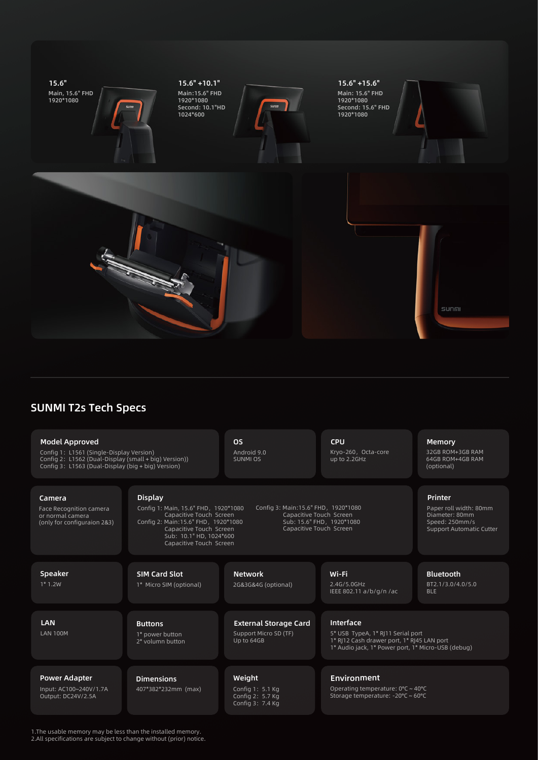15.6"

Main, 15.6" FHD
1920*1080

15.6" +10.1"

Main:15.6" FHD
1920*1080
Second: 10.1"HD
1024*600

15.6" +15.6"

Main: 15.6" FHD
1920*1080
Second: 15.6" FHD
1920*1080

## SUNMI T2s Tech Specs

### Model Approved

Config 1: L1561 (Single-Display Version)
Config 2: L1562 (Dual-Display (small + big) Version))
Config 3: L1563 (Dual-Display (big + big) Version)

### OS

Android 9.0
SUNMI OS

### CPU

Kryo-260, Octa-core
up to 2.2GHz

### Memory

32GB ROM+3GB RAM
64GB ROM+4GB RAM
(optional)

### Camera

Face Recognition camera
or normal camera
(only for configuraion 2&3)

### Display

Config 1: Main, 15.6" FHD, 1920*1080
Capacitive Touch Screen
Config 2: Main:15.6" FHD, 1920*1080
Capacitive Touch Screen
Sub: 10.1" HD, 1024*600
Capacitive Touch Screen
Config 3: Main:15.6" FHD, 1920*1080
Capacitive Touch Screen
Sub: 15.6" FHD, 1920*1080
Capacitive Touch Screen

### Printer

Paper roll width: 80mm
Diameter: 80mm
Speed: 250mm/s
Support Automatic Cutter

### Speaker

1* 1.2W

### SIM Card Slot

1* Micro SIM (optional)

### Network

2G&3G&4G (optional)

### Wi-Fi

2.4G/5.0GHz
IEEE 802.11 a/b/g/n /ac

### Bluetooth

BT2.1/3.0/4.0/5.0
BLE

### LAN

LAN 100M

### Buttons

1* power button
2* volumn button

### External Storage Card

Support Micro SD (TF)
Up to 64GB

### Interface

5* USB TypeA, 1* RJ11 Serial port
1* RJ12 Cash drawer port, 1* RJ45 LAN port
1* Audio jack, 1* Power port, 1* Micro-USB (debug)

### Power Adapter

Input: AC100~240V/1.7A
Output: DC24V/2.5A

### Dimensions

407*382*232mm (max)

### Weight

Config 1: 5.1 Kg
Config 2: 5.7 Kg
Config 3: 7.4 Kg

### Environment

Operating temperature: 0°C ~ 40°C
Storage temperature: -20°C ~ 60°C

1.The usable memory may be less than the installed memory.
2.All specifications are subject to change without (prior) notice.